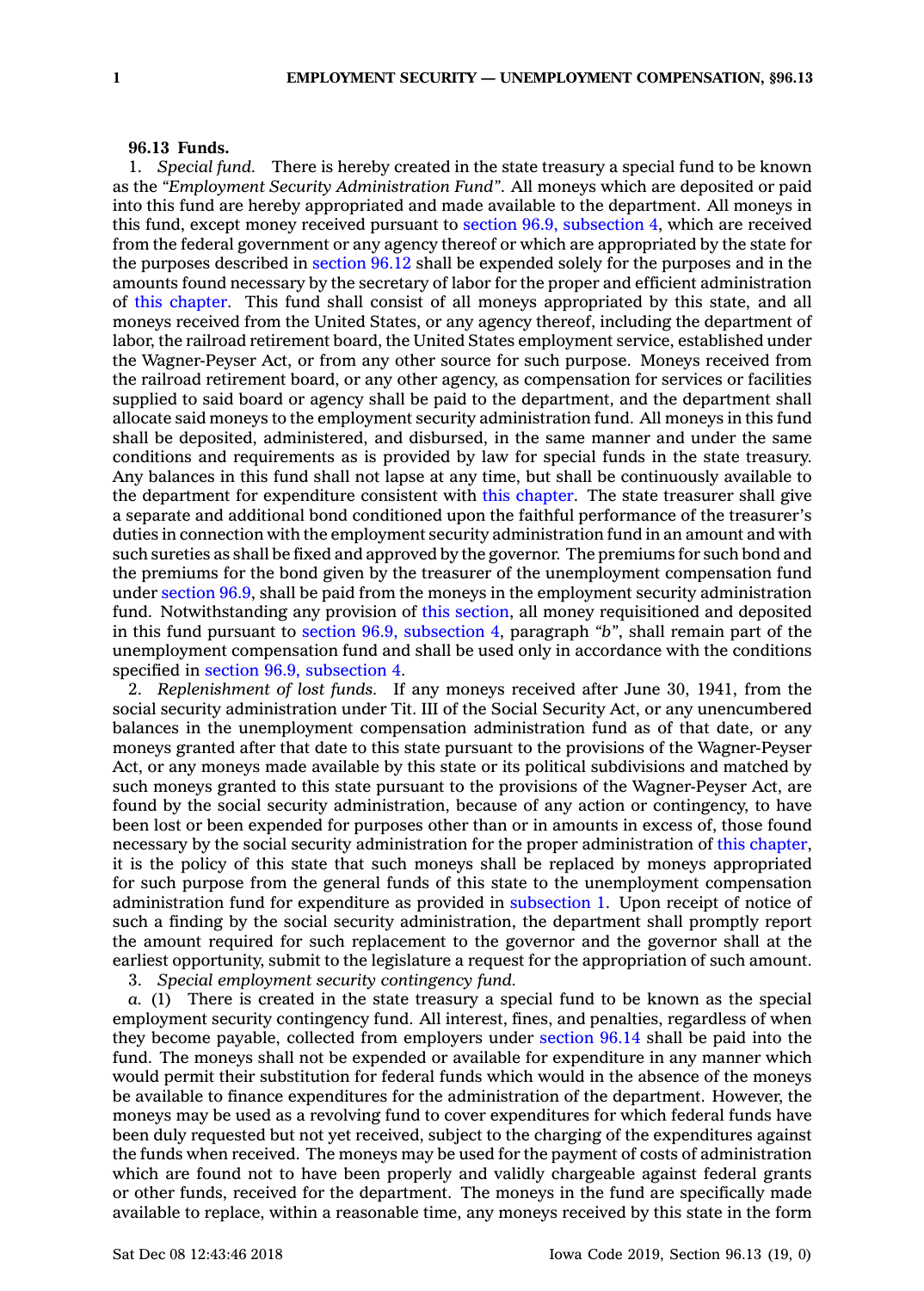**96.13 Funds.**

1. *Special fund.* There is hereby created in the state treasury a special fund to be known as the *"Employment Security Administration Fund"*. All moneys which are deposited or paid into this fund are hereby appropriated and made available to the department. All moneys in this fund, except money received pursuant to section 96.9, subsection 4, which are received from the federal government or any agency thereof or which are appropriated by the state for the purposes described in section 96.12 shall be expended solely for the purposes and in the amounts found necessary by the secretary of labor for the proper and efficient administration of this chapter. This fund shall consist of all moneys appropriated by this state, and all moneys received from the United States, or any agency thereof, including the department of labor, the railroad retirement board, the United States employment service, established under the Wagner-Peyser Act, or from any other source for such purpose. Moneys received from the railroad retirement board, or any other agency, as compensation for services or facilities supplied to said board or agency shall be paid to the department, and the department shall allocate said moneys to the employment security administration fund. All moneys in this fund shall be deposited, administered, and disbursed, in the same manner and under the same conditions and requirements as is provided by law for special funds in the state treasury. Any balances in this fund shall not lapse at any time, but shall be continuously available to the department for expenditure consistent with this chapter. The state treasurer shall give a separate and additional bond conditioned upon the faithful performance of the treasurer's duties in connection with the employment security administration fund in an amount and with such sureties as shall be fixed and approved by the governor. The premiums for such bond and the premiums for the bond given by the treasurer of the unemployment compensation fund under section 96.9, shall be paid from the moneys in the employment security administration fund. Notwithstanding any provision of this section, all money requisitioned and deposited in this fund pursuant to section 96.9, subsection 4, paragraph *"b"*, shall remain part of the unemployment compensation fund and shall be used only in accordance with the conditions specified in section 96.9, subsection 4.

2. *Replenishment of lost funds.* If any moneys received after June 30, 1941, from the social security administration under Tit. III of the Social Security Act, or any unencumbered balances in the unemployment compensation administration fund as of that date, or any moneys granted after that date to this state pursuant to the provisions of the Wagner-Peyser Act, or any moneys made available by this state or its political subdivisions and matched by such moneys granted to this state pursuant to the provisions of the Wagner-Peyser Act, are found by the social security administration, because of any action or contingency, to have been lost or been expended for purposes other than or in amounts in excess of, those found necessary by the social security administration for the proper administration of this chapter, it is the policy of this state that such moneys shall be replaced by moneys appropriated for such purpose from the general funds of this state to the unemployment compensation administration fund for expenditure as provided in subsection 1. Upon receipt of notice of such a finding by the social security administration, the department shall promptly report the amount required for such replacement to the governor and the governor shall at the earliest opportunity, submit to the legislature a request for the appropriation of such amount.

3. *Special employment security contingency fund.*

*a.* (1) There is created in the state treasury a special fund to be known as the special employment security contingency fund. All interest, fines, and penalties, regardless of when they become payable, collected from employers under section 96.14 shall be paid into the fund. The moneys shall not be expended or available for expenditure in any manner which would permit their substitution for federal funds which would in the absence of the moneys be available to finance expenditures for the administration of the department. However, the moneys may be used as a revolving fund to cover expenditures for which federal funds have been duly requested but not yet received, subject to the charging of the expenditures against the funds when received. The moneys may be used for the payment of costs of administration which are found not to have been properly and validly chargeable against federal grants or other funds, received for the department. The moneys in the fund are specifically made available to replace, within a reasonable time, any moneys received by this state in the form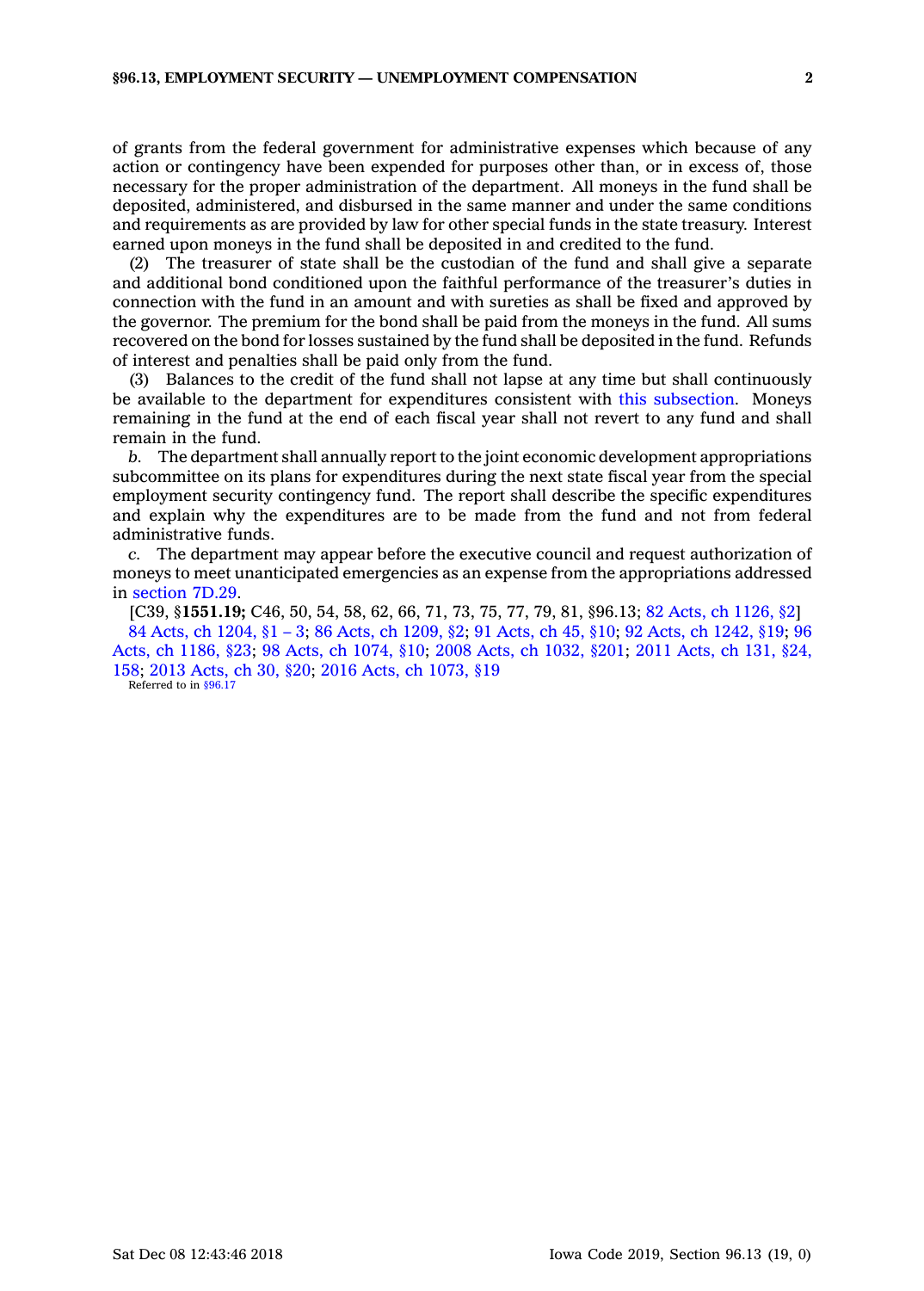of grants from the federal government for administrative expenses which because of any action or contingency have been expended for purposes other than, or in excess of, those necessary for the proper administration of the department. All moneys in the fund shall be deposited, administered, and disbursed in the same manner and under the same conditions and requirements as are provided by law for other special funds in the state treasury. Interest earned upon moneys in the fund shall be deposited in and credited to the fund.

(2) The treasurer of state shall be the custodian of the fund and shall give a separate and additional bond conditioned upon the faithful performance of the treasurer's duties in connection with the fund in an amount and with sureties as shall be fixed and approved by the governor. The premium for the bond shall be paid from the moneys in the fund. All sums recovered on the bond for losses sustained by the fund shall be deposited in the fund. Refunds of interest and penalties shall be paid only from the fund.

(3) Balances to the credit of the fund shall not lapse at any time but shall continuously be available to the department for expenditures consistent with this subsection. Moneys remaining in the fund at the end of each fiscal year shall not revert to any fund and shall remain in the fund.

*b.* The department shall annually report to the joint economic development appropriations subcommittee on its plans for expenditures during the next state fiscal year from the special employment security contingency fund. The report shall describe the specific expenditures and explain why the expenditures are to be made from the fund and not from federal administrative funds.

*c.* The department may appear before the executive council and request authorization of moneys to meet unanticipated emergencies as an expense from the appropriations addressed in section 7D.29.

[C39, §**1551.19;** C46, 50, 54, 58, 62, 66, 71, 73, 75, 77, 79, 81, §96.13; 82 Acts, ch 1126, §2]

84 Acts, ch 1204, §1 – 3; 86 Acts, ch 1209, §2; 91 Acts, ch 45, §10; 92 Acts, ch 1242, §19; 96 Acts, ch 1186, §23; 98 Acts, ch 1074, §10; 2008 Acts, ch 1032, §201; 2011 Acts, ch 131, §24, 158; 2013 Acts, ch 30, §20; 2016 Acts, ch 1073, §19

Referred to in §96.17